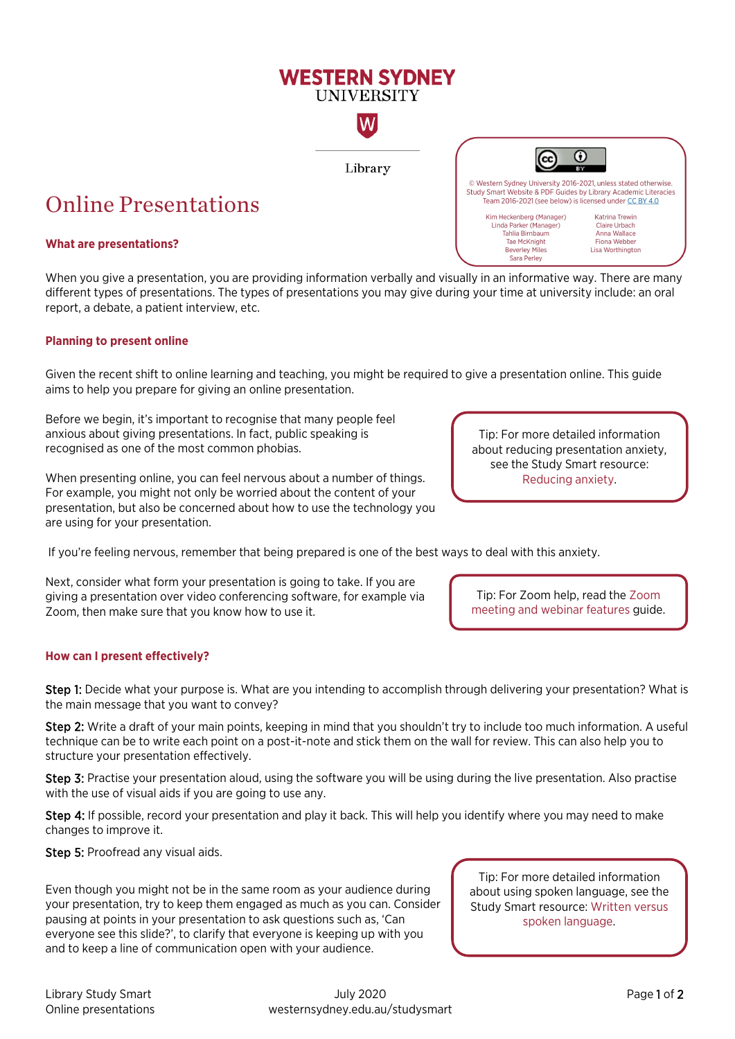WESTERN SYDNEY UNIVERSITY

Library

© Western Sydney University 2016-2021, unless stated otherwise. Study Smart Website & PDF Guides by Library Academic Literacies Team 2016-2021 (see below) is licensed under CC BY 4.0

Kim Heckenberg (Manager), Linda Parker (Manager), Tahlia Birnbaum, Tae McKnight, Beverley Miles, Sara Perley, Katrina Trewin, Claire Urbach, Anna Wallace, Fiona Webber, Lisa Worthington

# Online Presentations

### What are presentations?

When you give a presentation, you are providing information verbally and visually in an informative way. There are many different types of presentations. The types of presentations you may give during your time at university include: an oral report, a debate, a patient interview, etc.

### Planning to present online

Given the recent shift to online learning and teaching, you might be required to give a presentation online. This guide aims to help you prepare for giving an online presentation.

Before we begin, it's important to recognise that many people feel anxious about giving presentations. In fact, public speaking is recognised as one of the most common phobias.

When presenting online, you can feel nervous about a number of things. For example, you might not only be worried about the content of your presentation, but also be concerned about how to use the technology you are using for your presentation.

> Tip: For more detailed information about reducing presentation anxiety, see the Study Smart resource: Reducing anxiety.

If you're feeling nervous, remember that being prepared is one of the best ways to deal with this anxiety.

Next, consider what form your presentation is going to take. If you are giving a presentation over video conferencing software, for example via Zoom, then make sure that you know how to use it.

> Tip: For Zoom help, read the Zoom meeting and webinar features guide.

### How can I present effectively?

**Step 1:** Decide what your purpose is. What are you intending to accomplish through delivering your presentation? What is the main message that you want to convey?

**Step 2:** Write a draft of your main points, keeping in mind that you shouldn't try to include too much information. A useful technique can be to write each point on a post-it-note and stick them on the wall for review. This can also help you to structure your presentation effectively.

**Step 3:** Practise your presentation aloud, using the software you will be using during the live presentation. Also practise with the use of visual aids if you are going to use any.

**Step 4:** If possible, record your presentation and play it back. This will help you identify where you may need to make changes to improve it.

**Step 5:** Proofread any visual aids.

Even though you might not be in the same room as your audience during your presentation, try to keep them engaged as much as you can. Consider pausing at points in your presentation to ask questions such as, 'Can everyone see this slide?', to clarify that everyone is keeping up with you and to keep a line of communication open with your audience.

> Tip: For more detailed information about using spoken language, see the Study Smart resource: Written versus spoken language.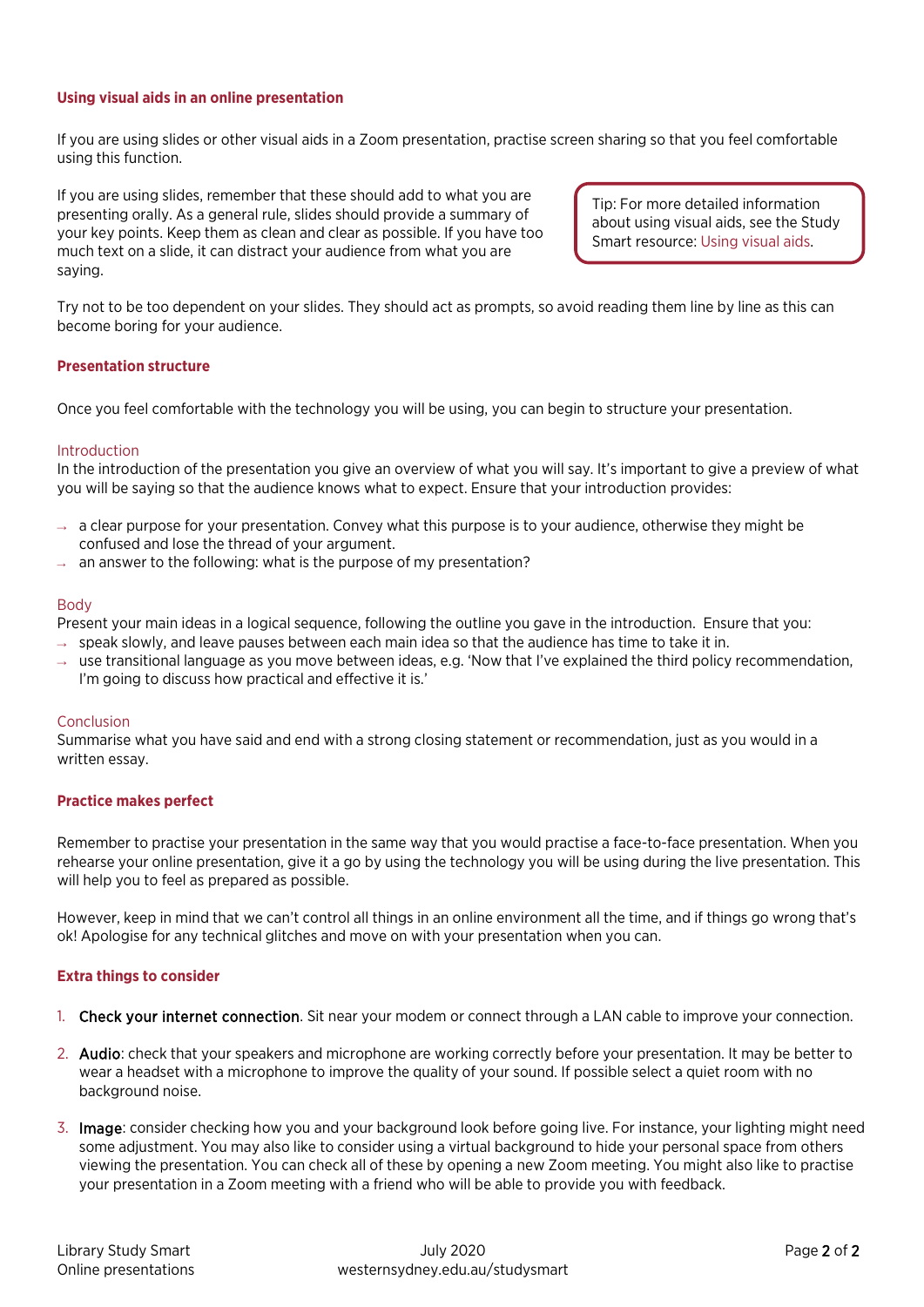## Using visual aids in an online presentation

If you are using slides or other visual aids in a Zoom presentation, practise screen sharing so that you feel comfortable using this function.

If you are using slides, remember that these should add to what you are presenting orally. As a general rule, slides should provide a summary of your key points. Keep them as clean and clear as possible. If you have too much text on a slide, it can distract your audience from what you are saying.

> Tip: For more detailed information about using visual aids, see the Study Smart resource: Using visual aids.

Try not to be too dependent on your slides. They should act as prompts, so avoid reading them line by line as this can become boring for your audience.

## Presentation structure

Once you feel comfortable with the technology you will be using, you can begin to structure your presentation.

### Introduction

In the introduction of the presentation you give an overview of what you will say. It's important to give a preview of what you will be saying so that the audience knows what to expect. Ensure that your introduction provides:

- a clear purpose for your presentation. Convey what this purpose is to your audience, otherwise they might be confused and lose the thread of your argument.
- an answer to the following: what is the purpose of my presentation?

### Body

Present your main ideas in a logical sequence, following the outline you gave in the introduction. Ensure that you:

- speak slowly, and leave pauses between each main idea so that the audience has time to take it in.
- use transitional language as you move between ideas, e.g. 'Now that I've explained the third policy recommendation, I'm going to discuss how practical and effective it is.'

### Conclusion

Summarise what you have said and end with a strong closing statement or recommendation, just as you would in a written essay.

## Practice makes perfect

Remember to practise your presentation in the same way that you would practise a face-to-face presentation. When you rehearse your online presentation, give it a go by using the technology you will be using during the live presentation. This will help you to feel as prepared as possible.

However, keep in mind that we can't control all things in an online environment all the time, and if things go wrong that's ok! Apologise for any technical glitches and move on with your presentation when you can.

## Extra things to consider

1. **Check your internet connection**. Sit near your modem or connect through a LAN cable to improve your connection.
2. **Audio**: check that your speakers and microphone are working correctly before your presentation. It may be better to wear a headset with a microphone to improve the quality of your sound. If possible select a quiet room with no background noise.
3. **Image**: consider checking how you and your background look before going live. For instance, your lighting might need some adjustment. You may also like to consider using a virtual background to hide your personal space from others viewing the presentation. You can check all of these by opening a new Zoom meeting. You might also like to practise your presentation in a Zoom meeting with a friend who will be able to provide you with feedback.